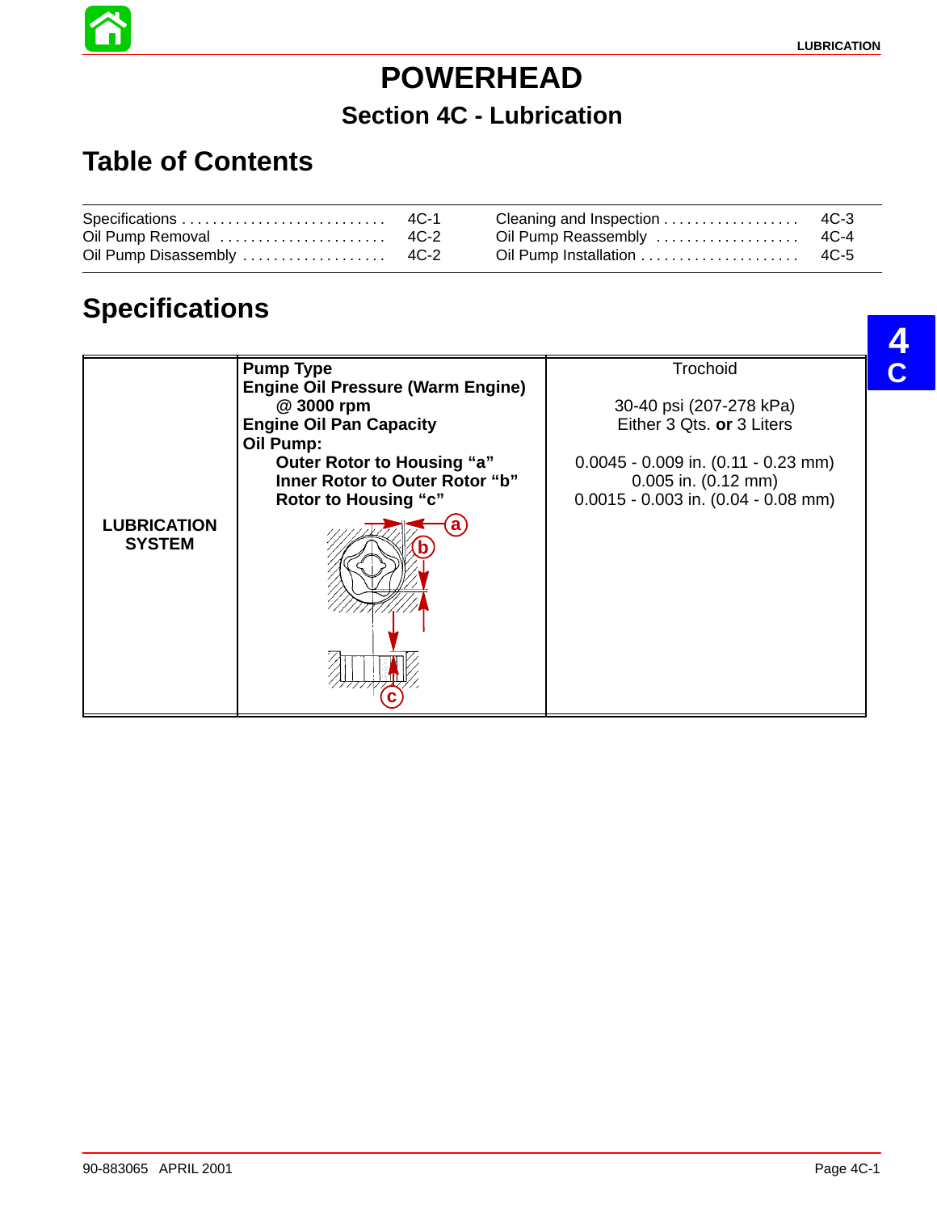# POWERHEAD

## Section 4C - Lubrication

## Table of Contents

| | | | |
|---|---|---|---|
| Specifications | 4C-1 | Cleaning and Inspection | 4C-3 |
| Oil Pump Removal | 4C-2 | Oil Pump Reassembly | 4C-4 |
| Oil Pump Disassembly | 4C-2 | Oil Pump Installation | 4C-5 |

## Specifications

| | | |
|---|---|---|
| **LUBRICATION SYSTEM** | **Pump Type** | Trochoid |
| | **Engine Oil Pressure (Warm Engine) @ 3000 rpm** | 30-40 psi (207-278 kPa) |
| | **Engine Oil Pan Capacity** | Either 3 Qts. **or** 3 Liters |
| | **Oil Pump:** | |
| | **Outer Rotor to Housing “a”** | 0.0045 - 0.009 in. (0.11 - 0.23 mm) |
| | **Inner Rotor to Outer Rotor “b”** | 0.005 in. (0.12 mm) |
| | **Rotor to Housing “c”** | 0.0015 - 0.003 in. (0.04 - 0.08 mm) |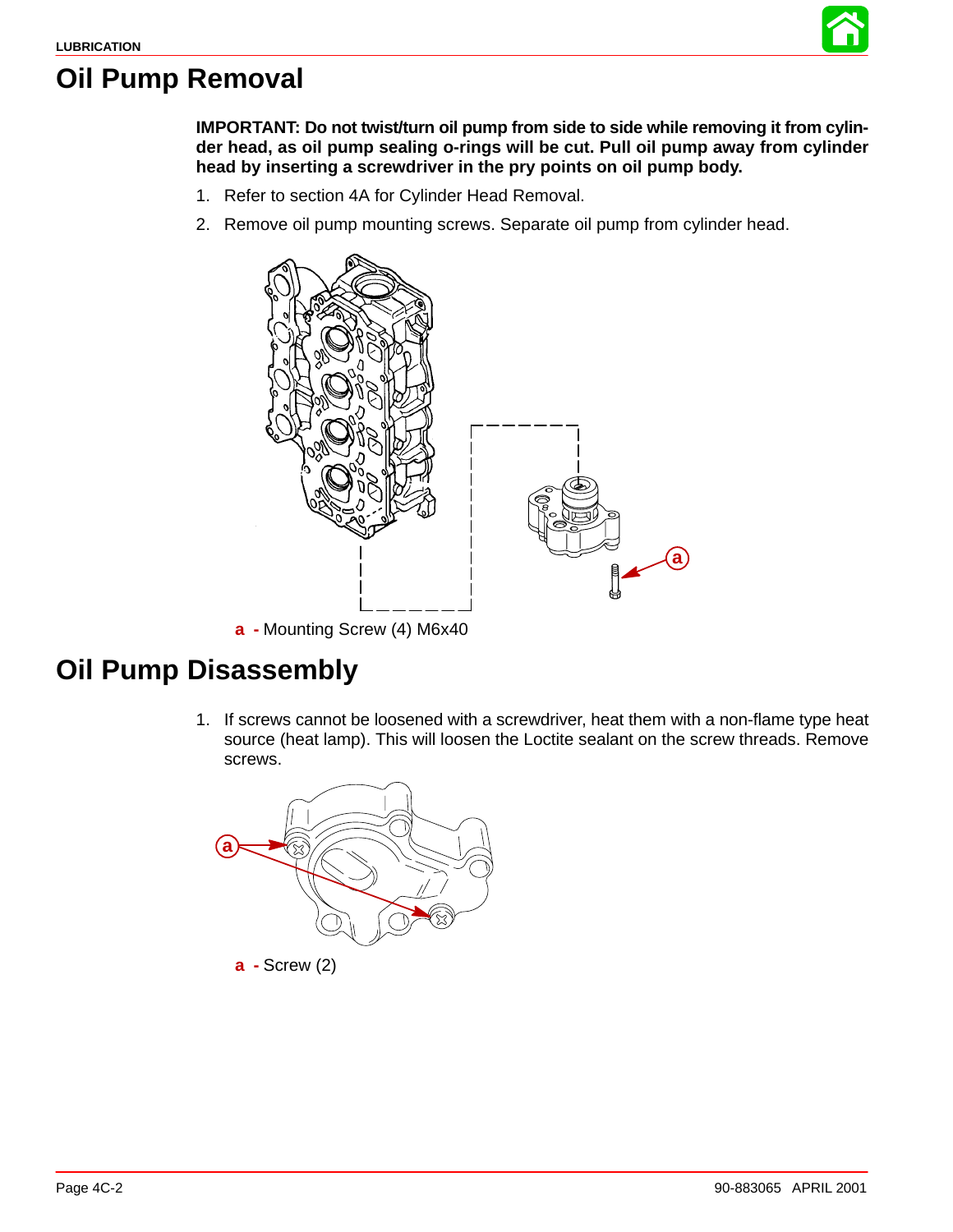# Oil Pump Removal

**IMPORTANT: Do not twist/turn oil pump from side to side while removing it from cylinder head, as oil pump sealing o-rings will be cut. Pull oil pump away from cylinder head by inserting a screwdriver in the pry points on oil pump body.**

1. Refer to section 4A for Cylinder Head Removal.
2. Remove oil pump mounting screws. Separate oil pump from cylinder head.

**a** - Mounting Screw (4) M6x40

# Oil Pump Disassembly

1. If screws cannot be loosened with a screwdriver, heat them with a non-flame type heat source (heat lamp). This will loosen the Loctite sealant on the screw threads. Remove screws.

**a** - Screw (2)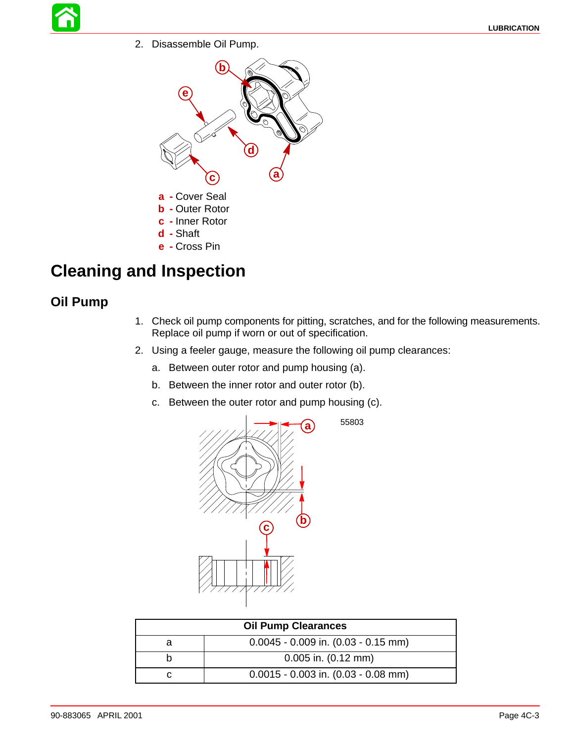2. Disassemble Oil Pump.

**a** - Cover Seal
**b** - Outer Rotor
**c** - Inner Rotor
**d** - Shaft
**e** - Cross Pin

# Cleaning and Inspection

## Oil Pump

1. Check oil pump components for pitting, scratches, and for the following measurements. Replace oil pump if worn or out of specification.
2. Using a feeler gauge, measure the following oil pump clearances:
   a. Between outer rotor and pump housing (a).
   b. Between the inner rotor and outer rotor (b).
   c. Between the outer rotor and pump housing (c).

55803

| Oil Pump Clearances | |
|---|---|
| a | 0.0045 - 0.009 in. (0.03 - 0.15 mm) |
| b | 0.005 in. (0.12 mm) |
| c | 0.0015 - 0.003 in. (0.03 - 0.08 mm) |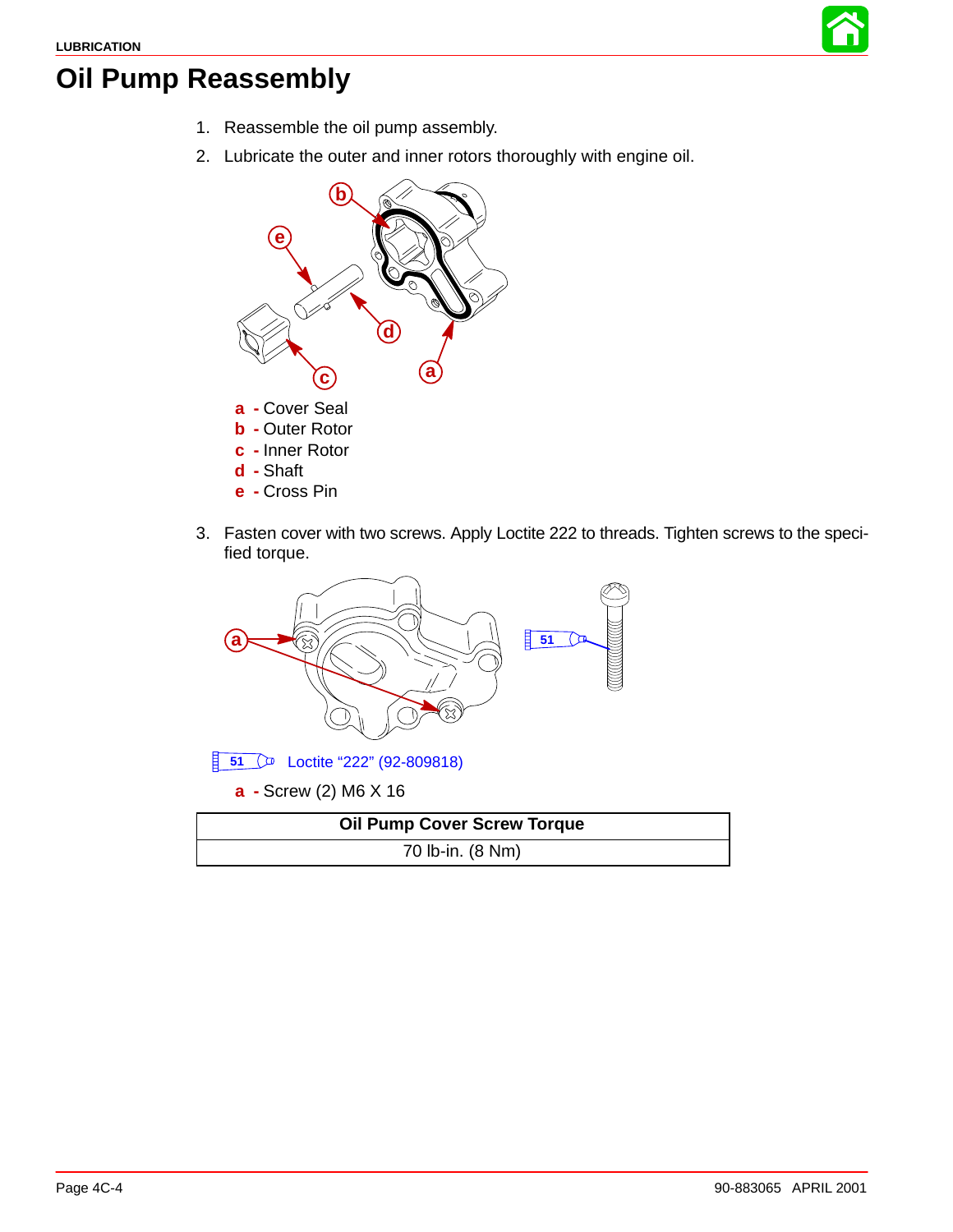# Oil Pump Reassembly

1. Reassemble the oil pump assembly.
2. Lubricate the outer and inner rotors thoroughly with engine oil.

**a** - Cover Seal
**b** - Outer Rotor
**c** - Inner Rotor
**d** - Shaft
**e** - Cross Pin

3. Fasten cover with two screws. Apply Loctite 222 to threads. Tighten screws to the specified torque.

51 Loctite "222" (92-809818)

**a** - Screw (2) M6 X 16

| Oil Pump Cover Screw Torque |
|---|
| 70 lb-in. (8 Nm) |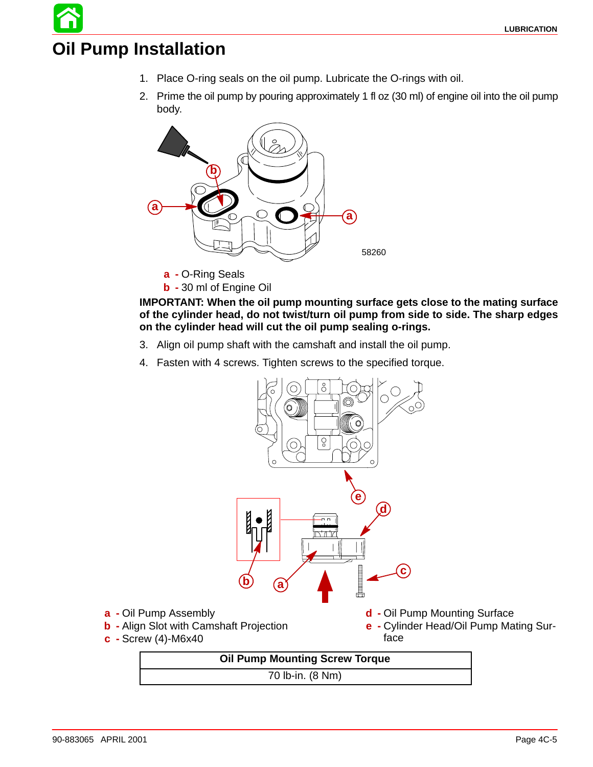# Oil Pump Installation

1. Place O-ring seals on the oil pump. Lubricate the O-rings with oil.
2. Prime the oil pump by pouring approximately 1 fl oz (30 ml) of engine oil into the oil pump body.

58260

**a** - O-Ring Seals
**b** - 30 ml of Engine Oil

**IMPORTANT: When the oil pump mounting surface gets close to the mating surface of the cylinder head, do not twist/turn oil pump from side to side. The sharp edges on the cylinder head will cut the oil pump sealing o-rings.**

3. Align oil pump shaft with the camshaft and install the oil pump.
4. Fasten with 4 screws. Tighten screws to the specified torque.

**a** - Oil Pump Assembly
**b** - Align Slot with Camshaft Projection
**c** - Screw (4)-M6x40
**d** - Oil Pump Mounting Surface
**e** - Cylinder Head/Oil Pump Mating Surface

| Oil Pump Mounting Screw Torque |
| --- |
| 70 lb-in. (8 Nm) |